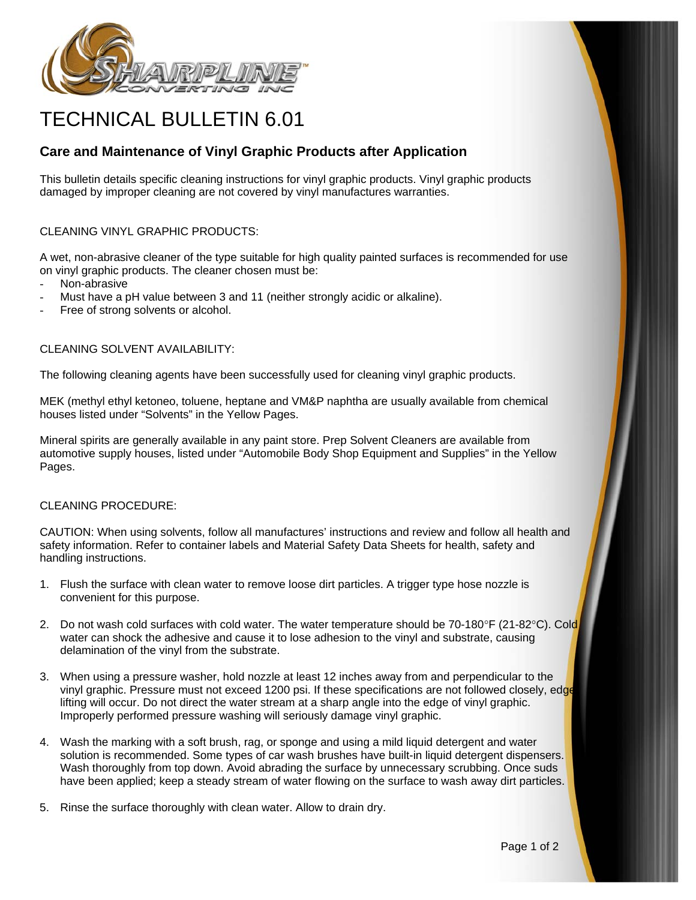# TECHNICAL BULLETIN 6.01

## Care and Maintenance of Vinyl Graphic Products after Application

This bulletin details specific cleaning instructions for vinyl graphic products. Vinyl graphic products damaged by improper cleaning are not covered by vinyl manufactures warranties.

CLEANING VINYL GRAPHIC PRODUCTS:

A wet, non-abrasive cleaner of the type suitable for high quality painted surfaces is recommended for use on vinyl graphic products. The cleaner chosen must be:

- Non-abrasive
- Must have a pH value between 3 and 11 (neither strongly acidic or alkaline).
- Free of strong solvents or alcohol.

CLEANING SOLVENT AVAILABILITY:

The following cleaning agents have been successfully used for cleaning vinyl graphic products.

MEK (methyl ethyl ketoneo, toluene, heptane and VM&P naphtha are usually available from chemical houses listed under "Solvents" in the Yellow Pages.

Mineral spirits are generally available in any paint store. Prep Solvent Cleaners are available from automotive supply houses, listed under "Automobile Body Shop Equipment and Supplies" in the Yellow Pages.

CLEANING PROCEDURE:

CAUTION: When using solvents, follow all manufactures' instructions and review and follow all health and safety information. Refer to container labels and Material Safety Data Sheets for health, safety and handling instructions.

1. Flush the surface with clean water to remove loose dirt particles. A trigger type hose nozzle is convenient for this purpose.

2. Do not wash cold surfaces with cold water. The water temperature should be 70-180°F (21-82°C). Cold water can shock the adhesive and cause it to lose adhesion to the vinyl and substrate, causing delamination of the vinyl from the substrate.

3. When using a pressure washer, hold nozzle at least 12 inches away from and perpendicular to the vinyl graphic. Pressure must not exceed 1200 psi. If these specifications are not followed closely, edge lifting will occur. Do not direct the water stream at a sharp angle into the edge of vinyl graphic. Improperly performed pressure washing will seriously damage vinyl graphic.

4. Wash the marking with a soft brush, rag, or sponge and using a mild liquid detergent and water solution is recommended. Some types of car wash brushes have built-in liquid detergent dispensers. Wash thoroughly from top down. Avoid abrading the surface by unnecessary scrubbing. Once suds have been applied; keep a steady stream of water flowing on the surface to wash away dirt particles.

5. Rinse the surface thoroughly with clean water. Allow to drain dry.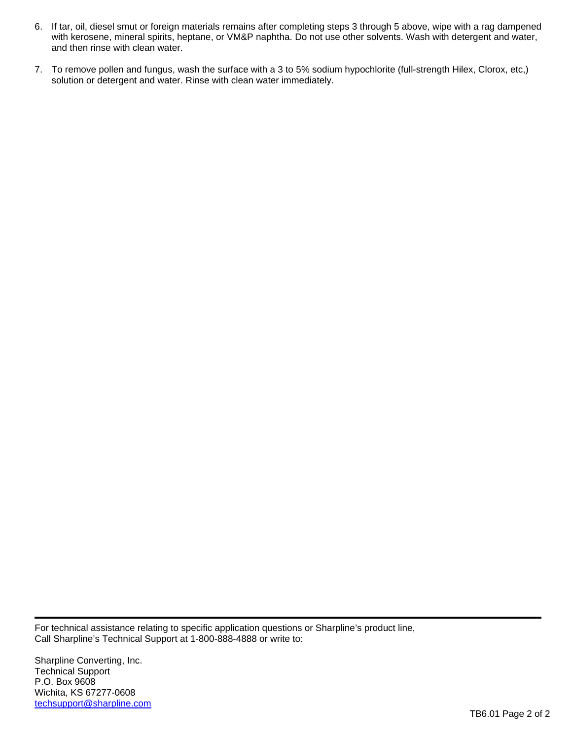6. If tar, oil, diesel smut or foreign materials remains after completing steps 3 through 5 above, wipe with a rag dampened with kerosene, mineral spirits, heptane, or VM&P naphtha. Do not use other solvents. Wash with detergent and water, and then rinse with clean water.

7. To remove pollen and fungus, wash the surface with a 3 to 5% sodium hypochlorite (full-strength Hilex, Clorox, etc,) solution or detergent and water. Rinse with clean water immediately.

---

For technical assistance relating to specific application questions or Sharpline's product line,
Call Sharpline's Technical Support at 1-800-888-4888 or write to:

Sharpline Converting, Inc.
Technical Support
P.O. Box 9608
Wichita, KS 67277-0608
techsupport@sharpline.com

TB6.01